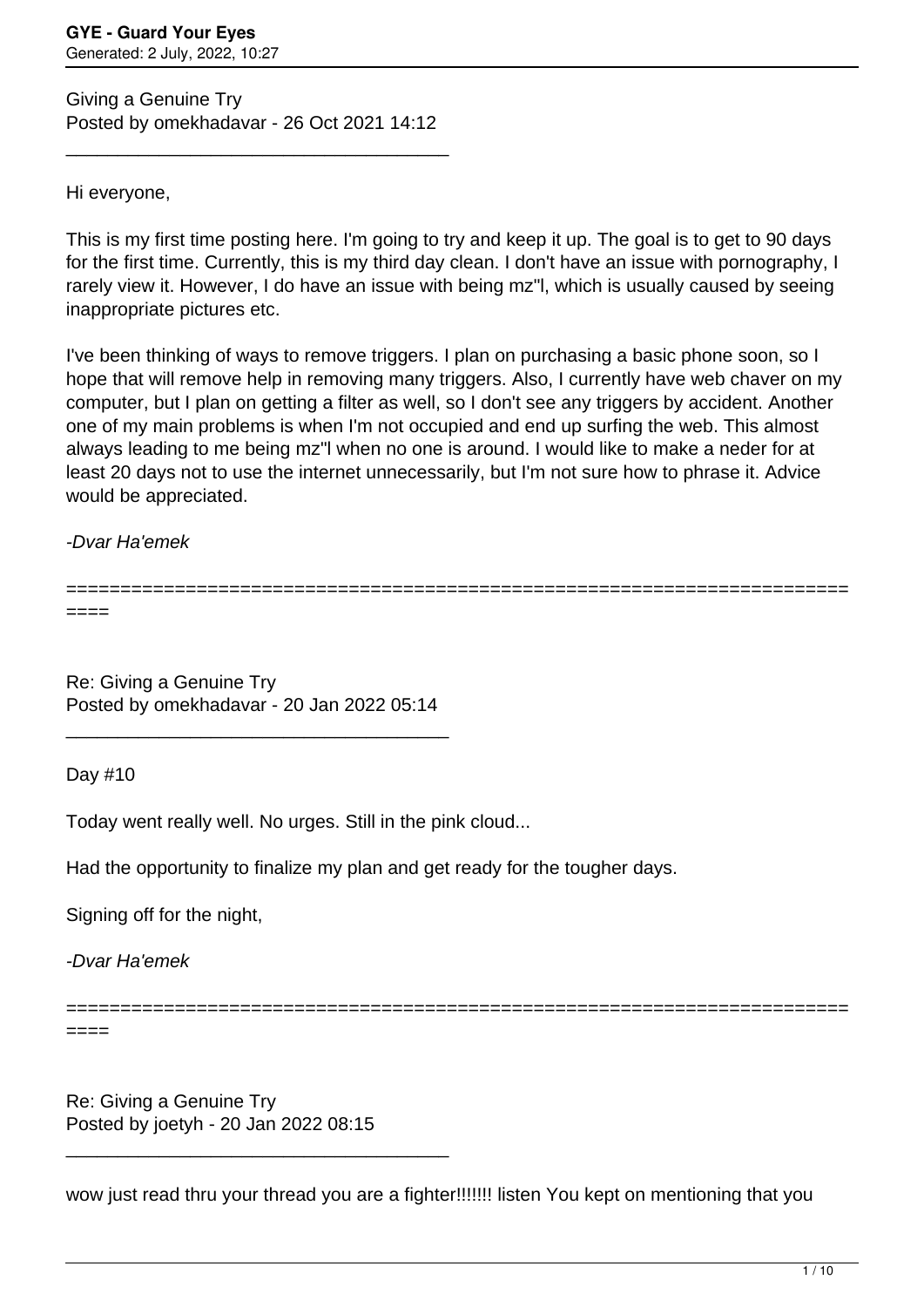Giving a Genuine Try
Posted by omekhadavar - 26 Oct 2021 14:12

---

Hi everyone,

This is my first time posting here. I'm going to try and keep it up. The goal is to get to 90 days for the first time. Currently, this is my third day clean. I don't have an issue with pornography, I rarely view it. However, I do have an issue with being mz"l, which is usually caused by seeing inappropriate pictures etc.

I've been thinking of ways to remove triggers. I plan on purchasing a basic phone soon, so I hope that will remove help in removing many triggers. Also, I currently have web chaver on my computer, but I plan on getting a filter as well, so I don't see any triggers by accident. Another one of my main problems is when I'm not occupied and end up surfing the web. This almost always leading to me being mz"l when no one is around. I would like to make a neder for at least 20 days not to use the internet unnecessarily, but I'm not sure how to phrase it. Advice would be appreciated.

*-Dvar Ha'emek*

============================================================================

Re: Giving a Genuine Try
Posted by omekhadavar - 20 Jan 2022 05:14

---

Day #10

Today went really well. No urges. Still in the pink cloud...

Had the opportunity to finalize my plan and get ready for the tougher days.

Signing off for the night,

*-Dvar Ha'emek*

============================================================================

Re: Giving a Genuine Try
Posted by joetyh - 20 Jan 2022 08:15

---

wow just read thru your thread you are a fighter!!!!!!! listen You kept on mentioning that you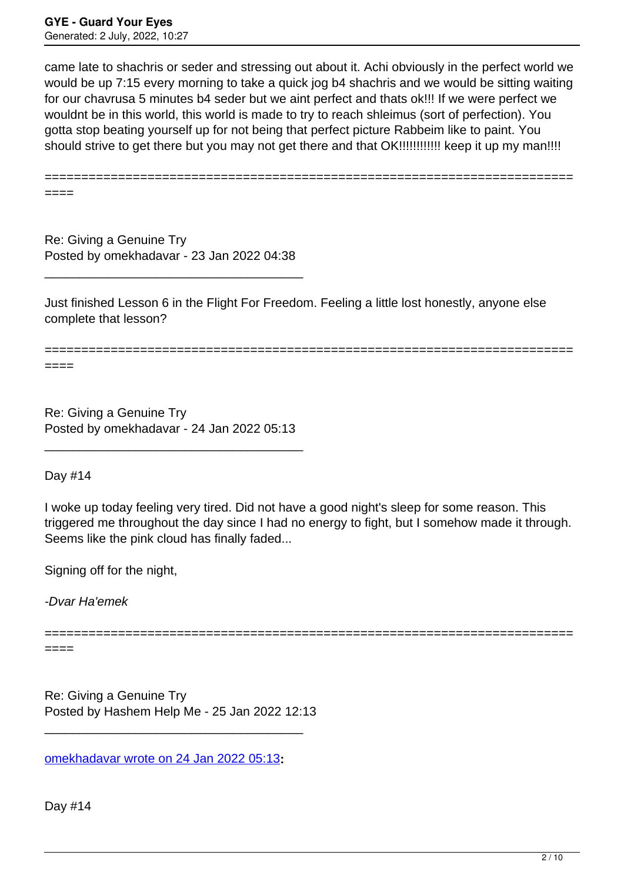came late to shachris or seder and stressing out about it. Achi obviously in the perfect world we would be up 7:15 every morning to take a quick jog b4 shachris and we would be sitting waiting for our chavrusa 5 minutes b4 seder but we aint perfect and thats ok!!! If we were perfect we wouldnt be in this world, this world is made to try to reach shleimus (sort of perfection). You gotta stop beating yourself up for not being that perfect picture Rabbeim like to paint. You should strive to get there but you may not get there and that OK!!!!!!!!!!! keep it up my man!!!!

============================================================================

Re: Giving a Genuine Try
Posted by omekhadavar - 23 Jan 2022 04:38

---

Just finished Lesson 6 in the Flight For Freedom. Feeling a little lost honestly, anyone else complete that lesson?

============================================================================

Re: Giving a Genuine Try
Posted by omekhadavar - 24 Jan 2022 05:13

---

Day #14

I woke up today feeling very tired. Did not have a good night's sleep for some reason. This triggered me throughout the day since I had no energy to fight, but I somehow made it through. Seems like the pink cloud has finally faded...

Signing off for the night,

*-Dvar Ha'emek*

============================================================================

Re: Giving a Genuine Try
Posted by Hashem Help Me - 25 Jan 2022 12:13

---

omekhadavar wrote on 24 Jan 2022 05:13**:**

Day #14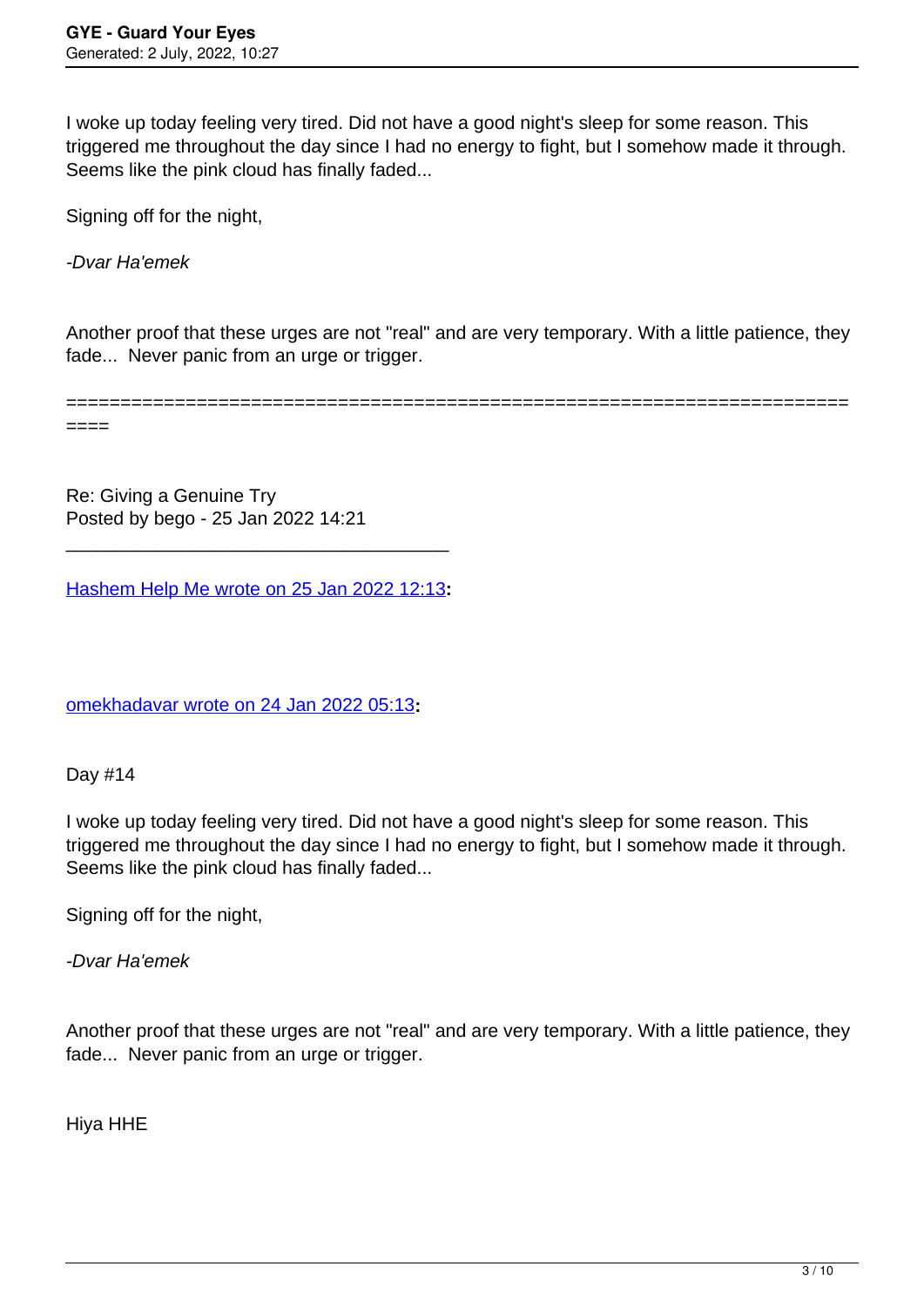I woke up today feeling very tired. Did not have a good night's sleep for some reason. This triggered me throughout the day since I had no energy to fight, but I somehow made it through. Seems like the pink cloud has finally faded...

Signing off for the night,

*-Dvar Ha'emek*

Another proof that these urges are not "real" and are very temporary. With a little patience, they fade... Never panic from an urge or trigger.

============================================================================

Re: Giving a Genuine Try
Posted by bego - 25 Jan 2022 14:21

---

Hashem Help Me wrote on 25 Jan 2022 12:13**:**

omekhadavar wrote on 24 Jan 2022 05:13**:**

Day #14

I woke up today feeling very tired. Did not have a good night's sleep for some reason. This triggered me throughout the day since I had no energy to fight, but I somehow made it through. Seems like the pink cloud has finally faded...

Signing off for the night,

*-Dvar Ha'emek*

Another proof that these urges are not "real" and are very temporary. With a little patience, they fade... Never panic from an urge or trigger.

Hiya HHE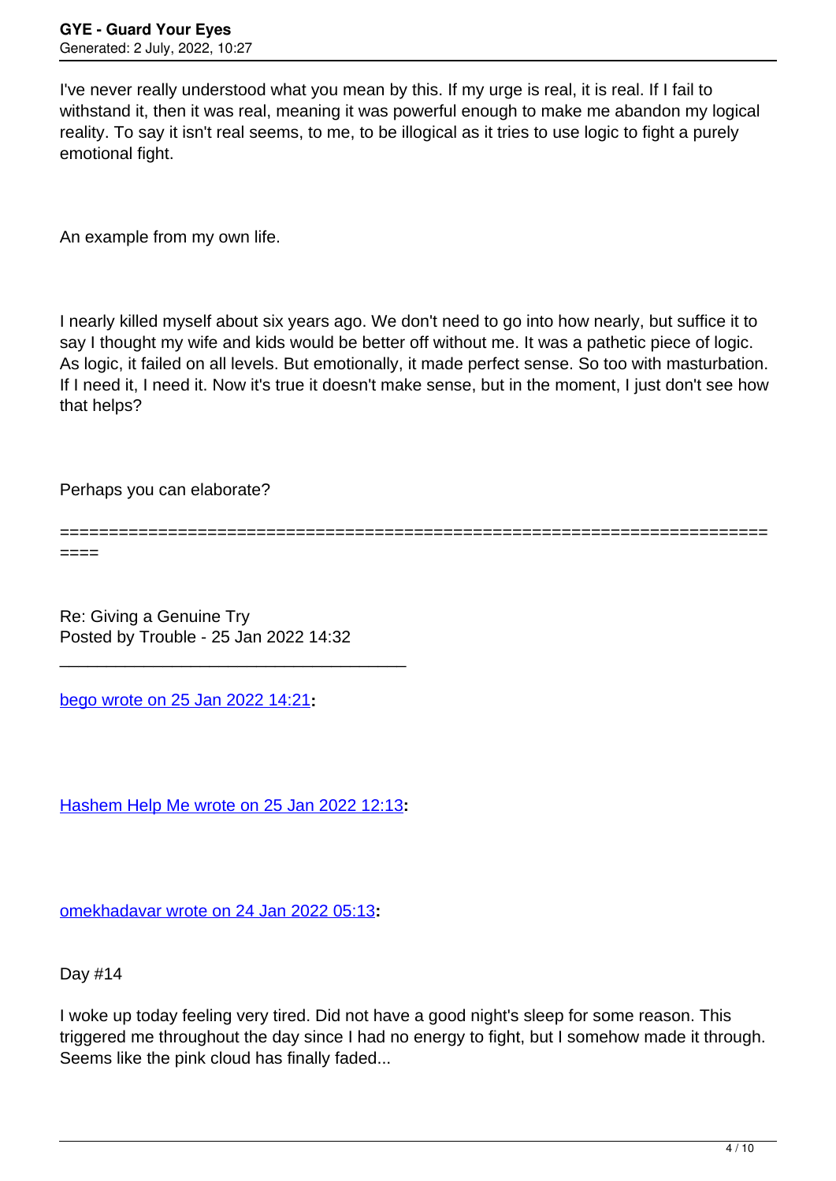I've never really understood what you mean by this. If my urge is real, it is real. If I fail to withstand it, then it was real, meaning it was powerful enough to make me abandon my logical reality. To say it isn't real seems, to me, to be illogical as it tries to use logic to fight a purely emotional fight.

An example from my own life.

I nearly killed myself about six years ago. We don't need to go into how nearly, but suffice it to say I thought my wife and kids would be better off without me. It was a pathetic piece of logic. As logic, it failed on all levels. But emotionally, it made perfect sense. So too with masturbation. If I need it, I need it. Now it's true it doesn't make sense, but in the moment, I just don't see how that helps?

Perhaps you can elaborate?

============================================================================

Re: Giving a Genuine Try
Posted by Trouble - 25 Jan 2022 14:32

---

bego wrote on 25 Jan 2022 14:21**:**

Hashem Help Me wrote on 25 Jan 2022 12:13**:**

omekhadavar wrote on 24 Jan 2022 05:13**:**

Day #14

I woke up today feeling very tired. Did not have a good night's sleep for some reason. This triggered me throughout the day since I had no energy to fight, but I somehow made it through. Seems like the pink cloud has finally faded...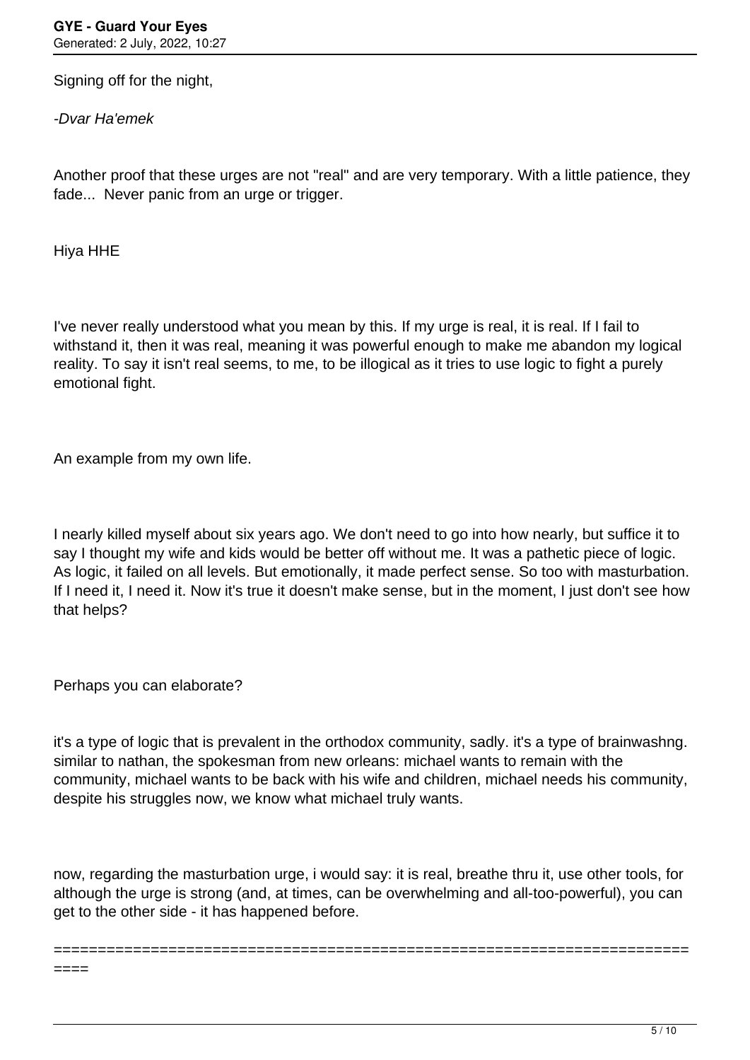Signing off for the night,

*-Dvar Ha'emek*

Another proof that these urges are not "real" and are very temporary. With a little patience, they fade... Never panic from an urge or trigger.

Hiya HHE

I've never really understood what you mean by this. If my urge is real, it is real. If I fail to withstand it, then it was real, meaning it was powerful enough to make me abandon my logical reality. To say it isn't real seems, to me, to be illogical as it tries to use logic to fight a purely emotional fight.

An example from my own life.

I nearly killed myself about six years ago. We don't need to go into how nearly, but suffice it to say I thought my wife and kids would be better off without me. It was a pathetic piece of logic. As logic, it failed on all levels. But emotionally, it made perfect sense. So too with masturbation. If I need it, I need it. Now it's true it doesn't make sense, but in the moment, I just don't see how that helps?

Perhaps you can elaborate?

it's a type of logic that is prevalent in the orthodox community, sadly. it's a type of brainwashng. similar to nathan, the spokesman from new orleans: michael wants to remain with the community, michael wants to be back with his wife and children, michael needs his community, despite his struggles now, we know what michael truly wants.

now, regarding the masturbation urge, i would say: it is real, breathe thru it, use other tools, for although the urge is strong (and, at times, can be overwhelming and all-too-powerful), you can get to the other side - it has happened before.

============================================================================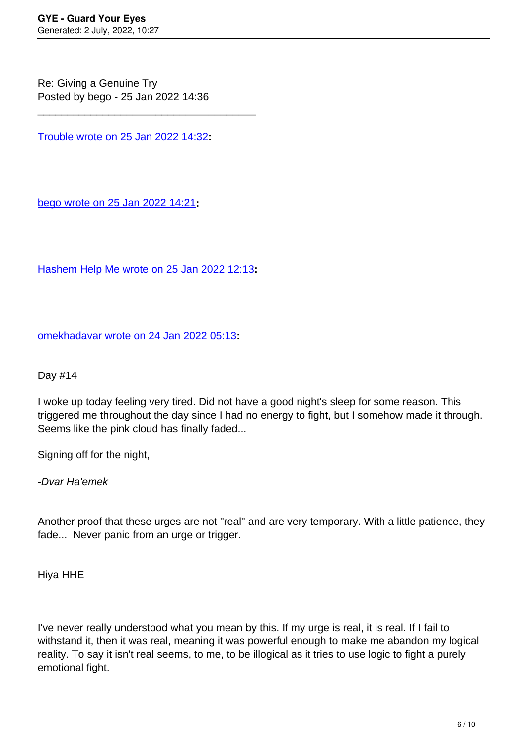Re: Giving a Genuine Try
Posted by bego - 25 Jan 2022 14:36

---

Trouble wrote on 25 Jan 2022 14:32**:**

bego wrote on 25 Jan 2022 14:21**:**

Hashem Help Me wrote on 25 Jan 2022 12:13**:**

omekhadavar wrote on 24 Jan 2022 05:13**:**

Day #14

I woke up today feeling very tired. Did not have a good night's sleep for some reason. This triggered me throughout the day since I had no energy to fight, but I somehow made it through. Seems like the pink cloud has finally faded...

Signing off for the night,

*-Dvar Ha'emek*

Another proof that these urges are not "real" and are very temporary. With a little patience, they fade... Never panic from an urge or trigger.

Hiya HHE

I've never really understood what you mean by this. If my urge is real, it is real. If I fail to withstand it, then it was real, meaning it was powerful enough to make me abandon my logical reality. To say it isn't real seems, to me, to be illogical as it tries to use logic to fight a purely emotional fight.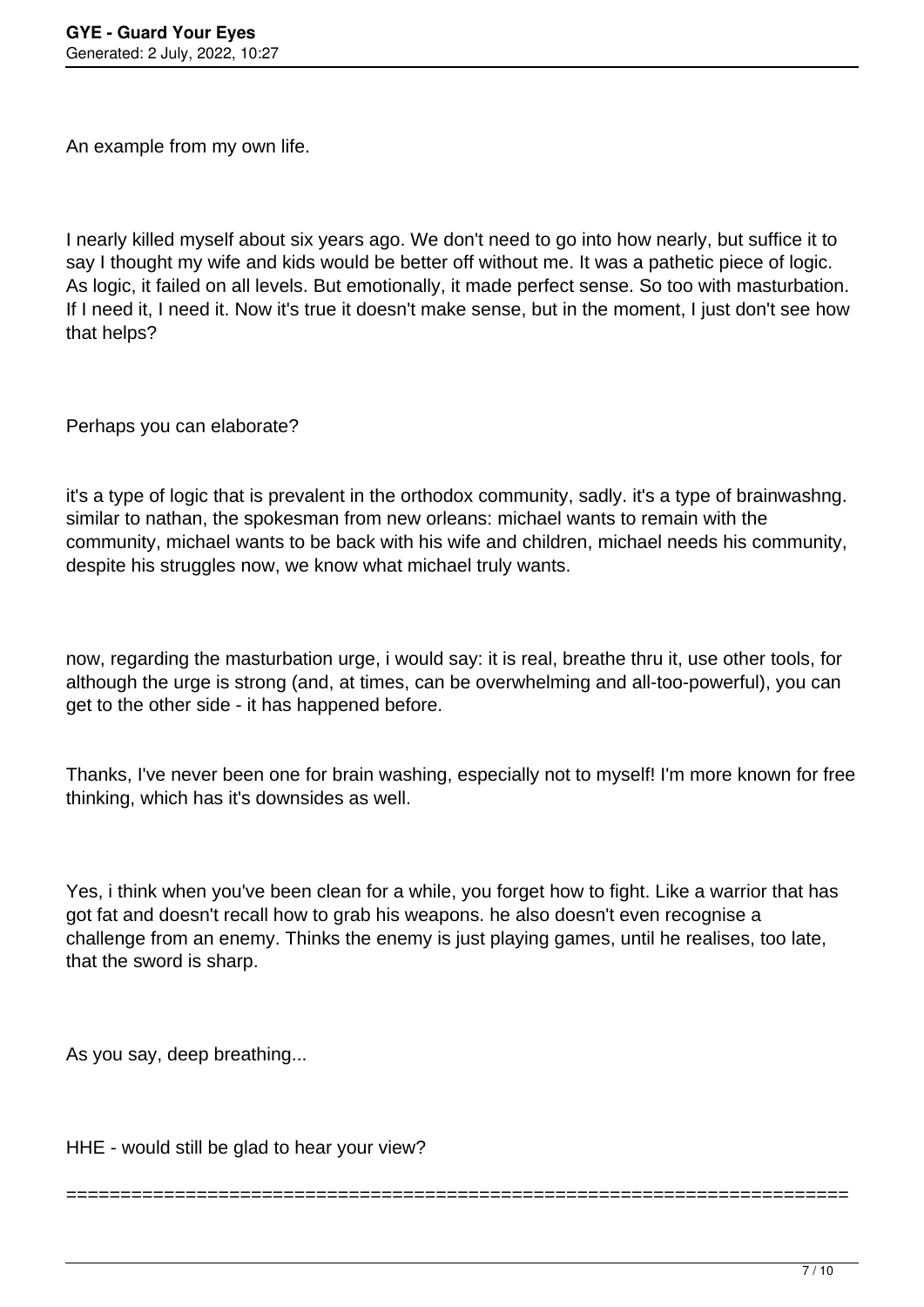An example from my own life.

I nearly killed myself about six years ago. We don't need to go into how nearly, but suffice it to say I thought my wife and kids would be better off without me. It was a pathetic piece of logic. As logic, it failed on all levels. But emotionally, it made perfect sense. So too with masturbation. If I need it, I need it. Now it's true it doesn't make sense, but in the moment, I just don't see how that helps?

Perhaps you can elaborate?

it's a type of logic that is prevalent in the orthodox community, sadly. it's a type of brainwashng. similar to nathan, the spokesman from new orleans: michael wants to remain with the community, michael wants to be back with his wife and children, michael needs his community, despite his struggles now, we know what michael truly wants.

now, regarding the masturbation urge, i would say: it is real, breathe thru it, use other tools, for although the urge is strong (and, at times, can be overwhelming and all-too-powerful), you can get to the other side - it has happened before.

Thanks, I've never been one for brain washing, especially not to myself! I'm more known for free thinking, which has it's downsides as well.

Yes, i think when you've been clean for a while, you forget how to fight. Like a warrior that has got fat and doesn't recall how to grab his weapons. he also doesn't even recognise a challenge from an enemy. Thinks the enemy is just playing games, until he realises, too late, that the sword is sharp.

As you say, deep breathing...

HHE - would still be glad to hear your view?

====================================================================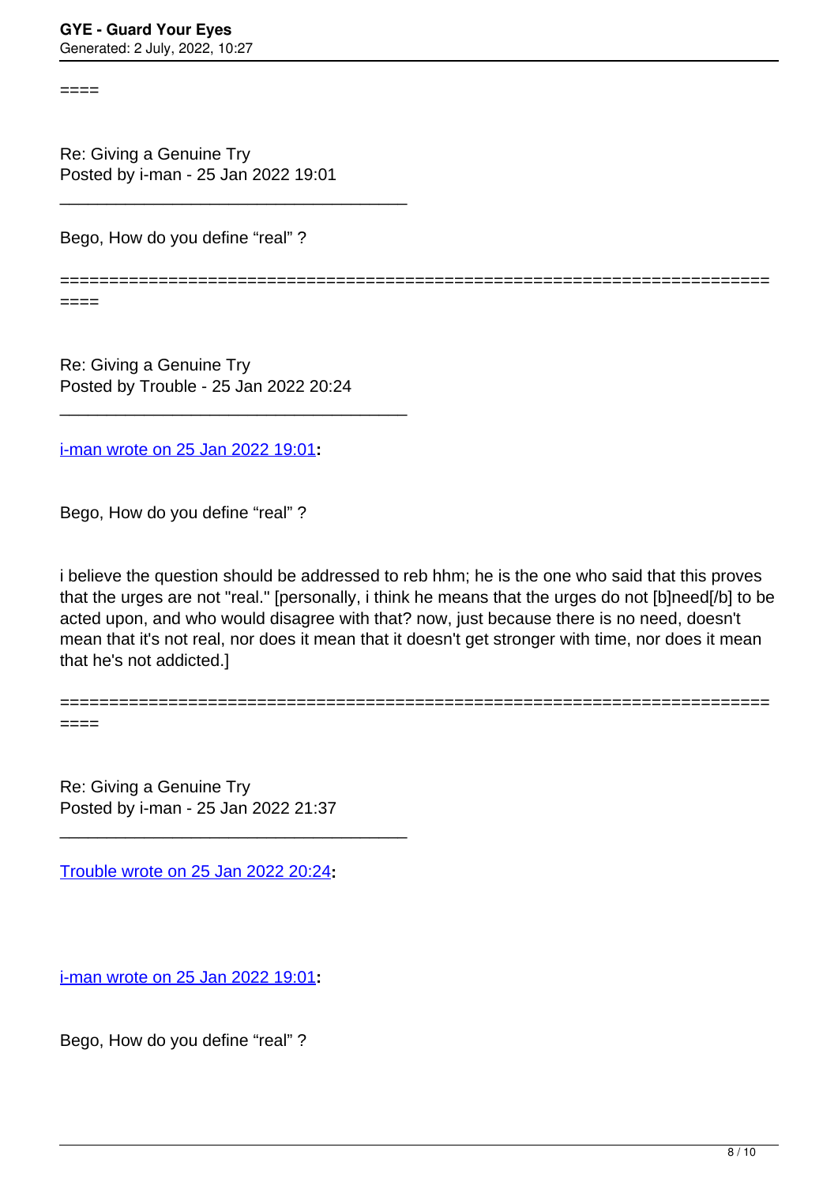====

Re: Giving a Genuine Try
Posted by i-man - 25 Jan 2022 19:01

---

Bego, How do you define “real” ?

========================================================================
====

Re: Giving a Genuine Try
Posted by Trouble - 25 Jan 2022 20:24

---

i-man wrote on 25 Jan 2022 19:01:

Bego, How do you define “real” ?

i believe the question should be addressed to reb hhm; he is the one who said that this proves that the urges are not "real." [personally, i think he means that the urges do not [b]need[/b] to be acted upon, and who would disagree with that? now, just because there is no need, doesn't mean that it's not real, nor does it mean that it doesn't get stronger with time, nor does it mean that he's not addicted.]

========================================================================
====

Re: Giving a Genuine Try
Posted by i-man - 25 Jan 2022 21:37

---

Trouble wrote on 25 Jan 2022 20:24:

i-man wrote on 25 Jan 2022 19:01:

Bego, How do you define “real” ?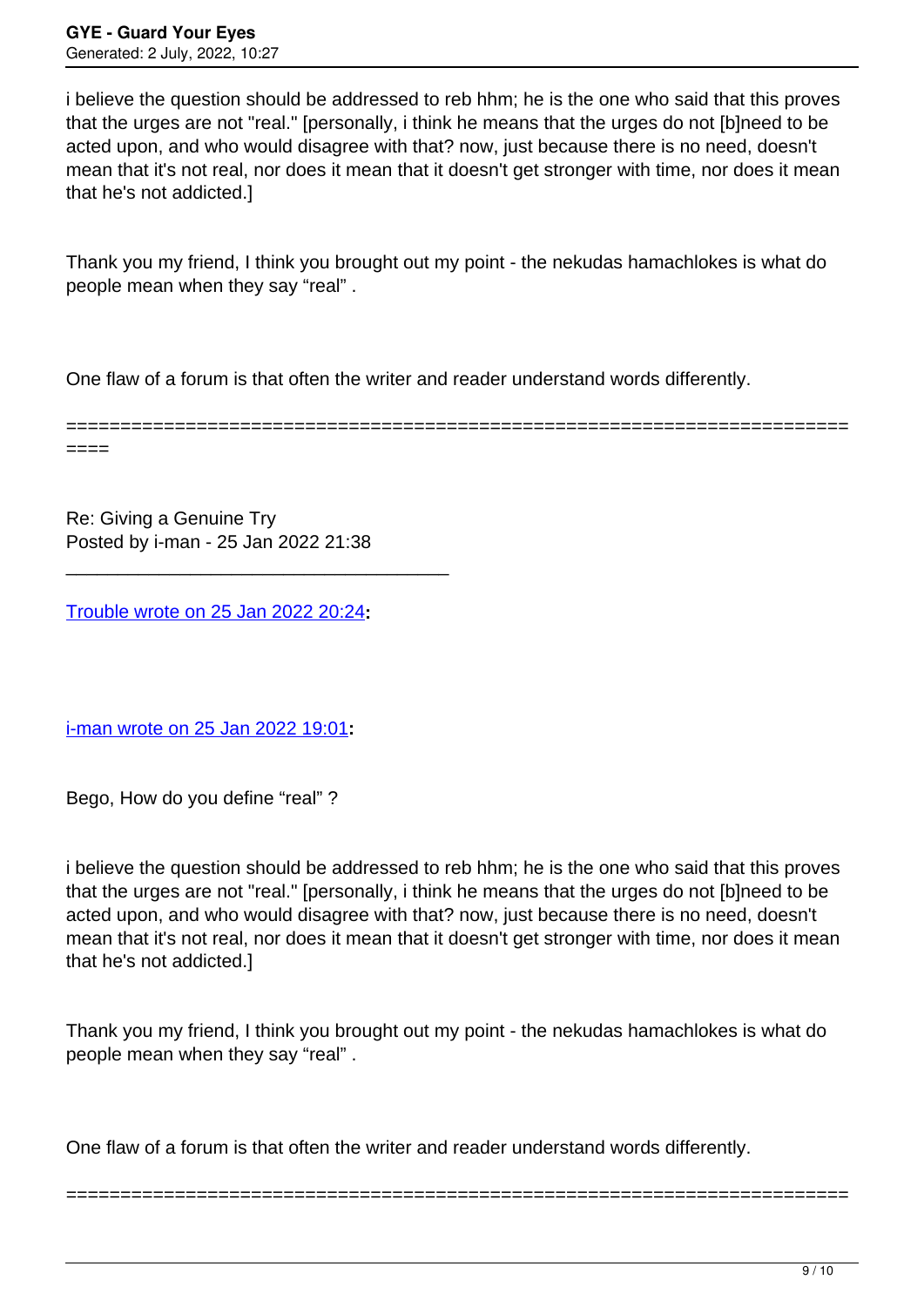i believe the question should be addressed to reb hhm; he is the one who said that this proves that the urges are not "real." [personally, i think he means that the urges do not [b]need to be acted upon, and who would disagree with that? now, just because there is no need, doesn't mean that it's not real, nor does it mean that it doesn't get stronger with time, nor does it mean that he's not addicted.]

Thank you my friend, I think you brought out my point - the nekudas hamachlokes is what do people mean when they say "real" .

One flaw of a forum is that often the writer and reader understand words differently.

============================================================================

Re: Giving a Genuine Try
Posted by i-man - 25 Jan 2022 21:38

_____________________________________

Trouble wrote on 25 Jan 2022 20:24**:**

i-man wrote on 25 Jan 2022 19:01**:**

Bego, How do you define "real" ?

i believe the question should be addressed to reb hhm; he is the one who said that this proves that the urges are not "real." [personally, i think he means that the urges do not [b]need to be acted upon, and who would disagree with that? now, just because there is no need, doesn't mean that it's not real, nor does it mean that it doesn't get stronger with time, nor does it mean that he's not addicted.]

Thank you my friend, I think you brought out my point - the nekudas hamachlokes is what do people mean when they say "real" .

One flaw of a forum is that often the writer and reader understand words differently.

========================================================================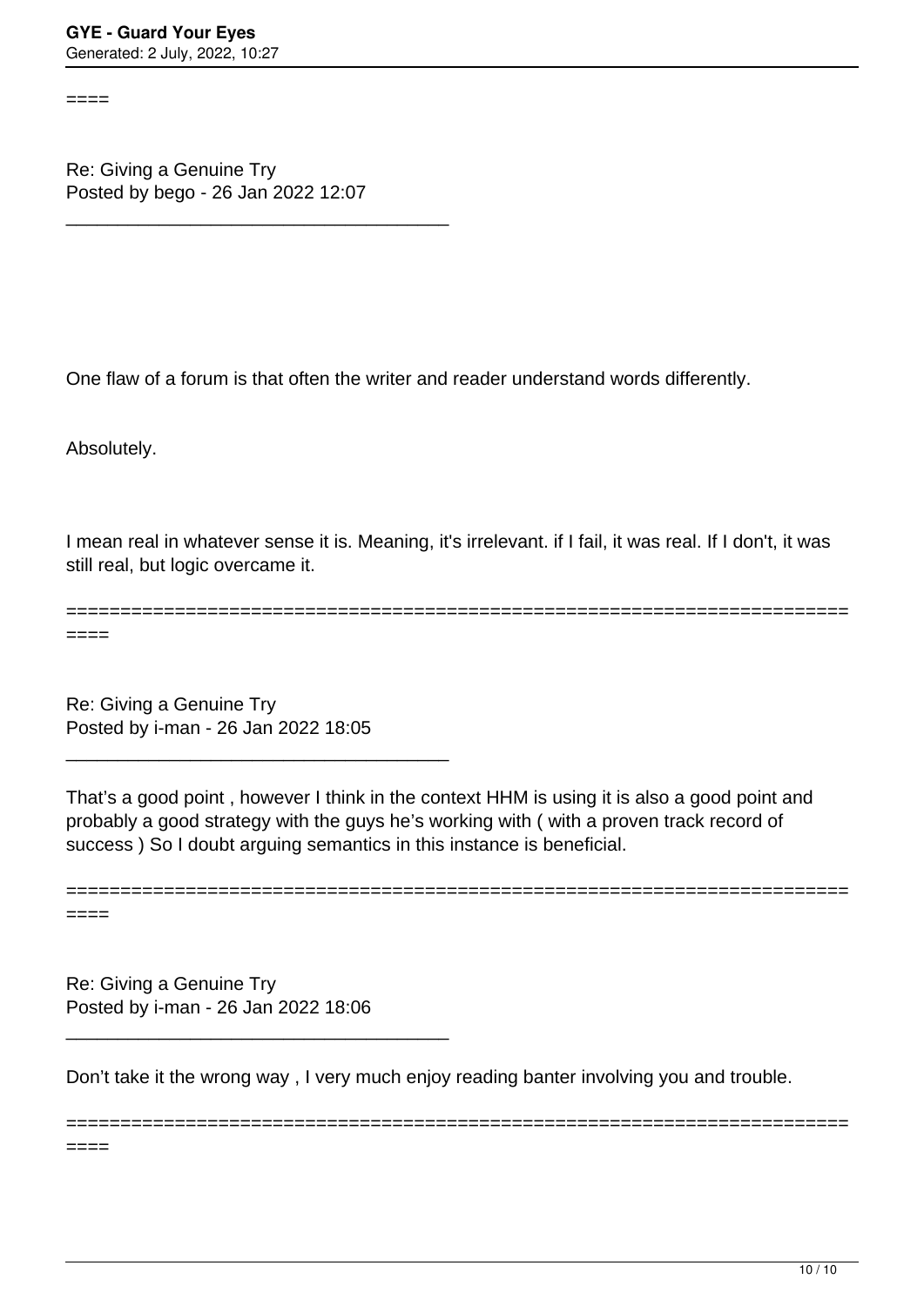====

Re: Giving a Genuine Try
Posted by bego - 26 Jan 2022 12:07

_____________________________________

One flaw of a forum is that often the writer and reader understand words differently.

Absolutely.

I mean real in whatever sense it is. Meaning, it's irrelevant. if I fail, it was real. If I don't, it was still real, but logic overcame it.

============================================================================

Re: Giving a Genuine Try
Posted by i-man - 26 Jan 2022 18:05

_____________________________________

That's a good point , however I think in the context HHM is using it is also a good point and probably a good strategy with the guys he's working with ( with a proven track record of success ) So I doubt arguing semantics in this instance is beneficial.

============================================================================

Re: Giving a Genuine Try
Posted by i-man - 26 Jan 2022 18:06

_____________________________________

Don't take it the wrong way , I very much enjoy reading banter involving you and trouble.

============================================================================